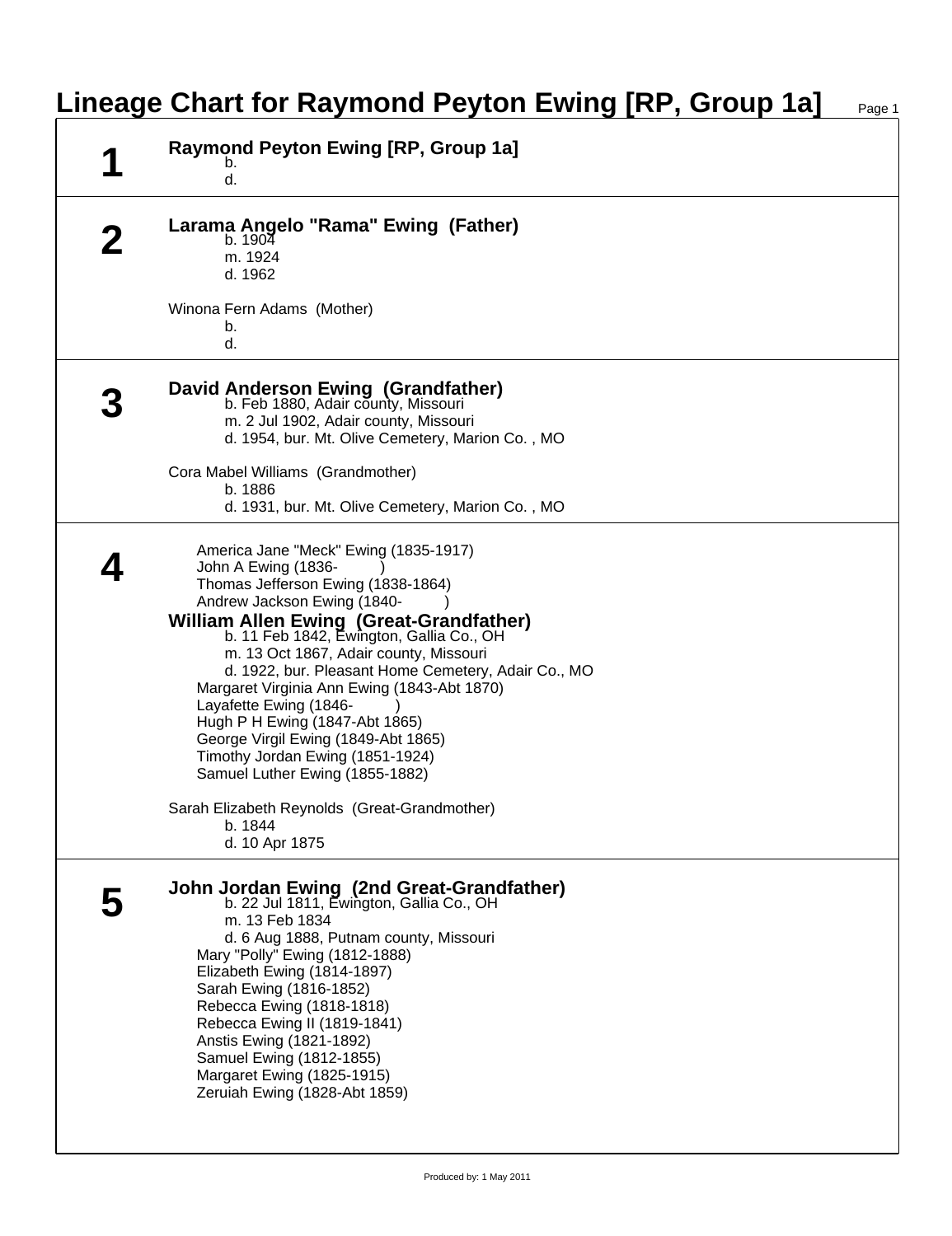# Lineage Chart for Raymond Peyton Ewing [RP, Group 1a]

## 1

**Raymond Peyton Ewing [RP, Group 1a]**
- b.
- d.

## 2

**Larama Angelo "Rama" Ewing (Father)**
- b. 1904
- m. 1924
- d. 1962

Winona Fern Adams (Mother)
- b.
- d.

## 3

**David Anderson Ewing (Grandfather)**
- b. Feb 1880, Adair county, Missouri
- m. 2 Jul 1902, Adair county, Missouri
- d. 1954, bur. Mt. Olive Cemetery, Marion Co. , MO

Cora Mabel Williams (Grandmother)
- b. 1886
- d. 1931, bur. Mt. Olive Cemetery, Marion Co. , MO

## 4

America Jane "Meck" Ewing (1835-1917)
John A Ewing (1836- )
Thomas Jefferson Ewing (1838-1864)
Andrew Jackson Ewing (1840- )

**William Allen Ewing (Great-Grandfather)**
- b. 11 Feb 1842, Ewington, Gallia Co., OH
- m. 13 Oct 1867, Adair county, Missouri
- d. 1922, bur. Pleasant Home Cemetery, Adair Co., MO

Margaret Virginia Ann Ewing (1843-Abt 1870)
Layafette Ewing (1846- )
Hugh P H Ewing (1847-Abt 1865)
George Virgil Ewing (1849-Abt 1865)
Timothy Jordan Ewing (1851-1924)
Samuel Luther Ewing (1855-1882)

Sarah Elizabeth Reynolds (Great-Grandmother)
- b. 1844
- d. 10 Apr 1875

## 5

**John Jordan Ewing (2nd Great-Grandfather)**
- b. 22 Jul 1811, Ewington, Gallia Co., OH
- m. 13 Feb 1834
- d. 6 Aug 1888, Putnam county, Missouri

Mary "Polly" Ewing (1812-1888)
Elizabeth Ewing (1814-1897)
Sarah Ewing (1816-1852)
Rebecca Ewing (1818-1818)
Rebecca Ewing II (1819-1841)
Anstis Ewing (1821-1892)
Samuel Ewing (1812-1855)
Margaret Ewing (1825-1915)
Zeruiah Ewing (1828-Abt 1859)

Produced by: 1 May 2011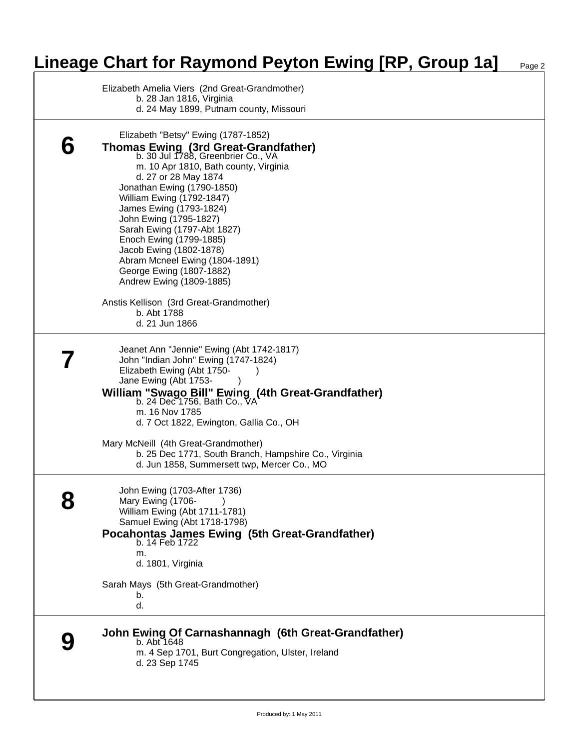# Lineage Chart for Raymond Peyton Ewing [RP, Group 1a]

Elizabeth Amelia Viers (2nd Great-Grandmother)
b. 28 Jan 1816, Virginia
d. 24 May 1899, Putnam county, Missouri

---

## 6

Elizabeth "Betsy" Ewing (1787-1852)

**Thomas Ewing (3rd Great-Grandfather)**
b. 30 Jul 1788, Greenbrier Co., VA
m. 10 Apr 1810, Bath county, Virginia
d. 27 or 28 May 1874

Jonathan Ewing (1790-1850)
William Ewing (1792-1847)
James Ewing (1793-1824)
John Ewing (1795-1827)
Sarah Ewing (1797-Abt 1827)
Enoch Ewing (1799-1885)
Jacob Ewing (1802-1878)
Abram Mcneel Ewing (1804-1891)
George Ewing (1807-1882)
Andrew Ewing (1809-1885)

Anstis Kellison (3rd Great-Grandmother)
b. Abt 1788
d. 21 Jun 1866

---

## 7

Jeanet Ann "Jennie" Ewing (Abt 1742-1817)
John "Indian John" Ewing (1747-1824)
Elizabeth Ewing (Abt 1750- )
Jane Ewing (Abt 1753- )

**William "Swago Bill" Ewing (4th Great-Grandfather)**
b. 24 Dec 1756, Bath Co., VA
m. 16 Nov 1785
d. 7 Oct 1822, Ewington, Gallia Co., OH

Mary McNeill (4th Great-Grandmother)
b. 25 Dec 1771, South Branch, Hampshire Co., Virginia
d. Jun 1858, Summersett twp, Mercer Co., MO

---

## 8

John Ewing (1703-After 1736)
Mary Ewing (1706- )
William Ewing (Abt 1711-1781)
Samuel Ewing (Abt 1718-1798)

**Pocahontas James Ewing (5th Great-Grandfather)**
b. 14 Feb 1722
m.
d. 1801, Virginia

Sarah Mays (5th Great-Grandmother)
b.
d.

---

## 9

**John Ewing Of Carnashannagh (6th Great-Grandfather)**
b. Abt 1648
m. 4 Sep 1701, Burt Congregation, Ulster, Ireland
d. 23 Sep 1745

Produced by: 1 May 2011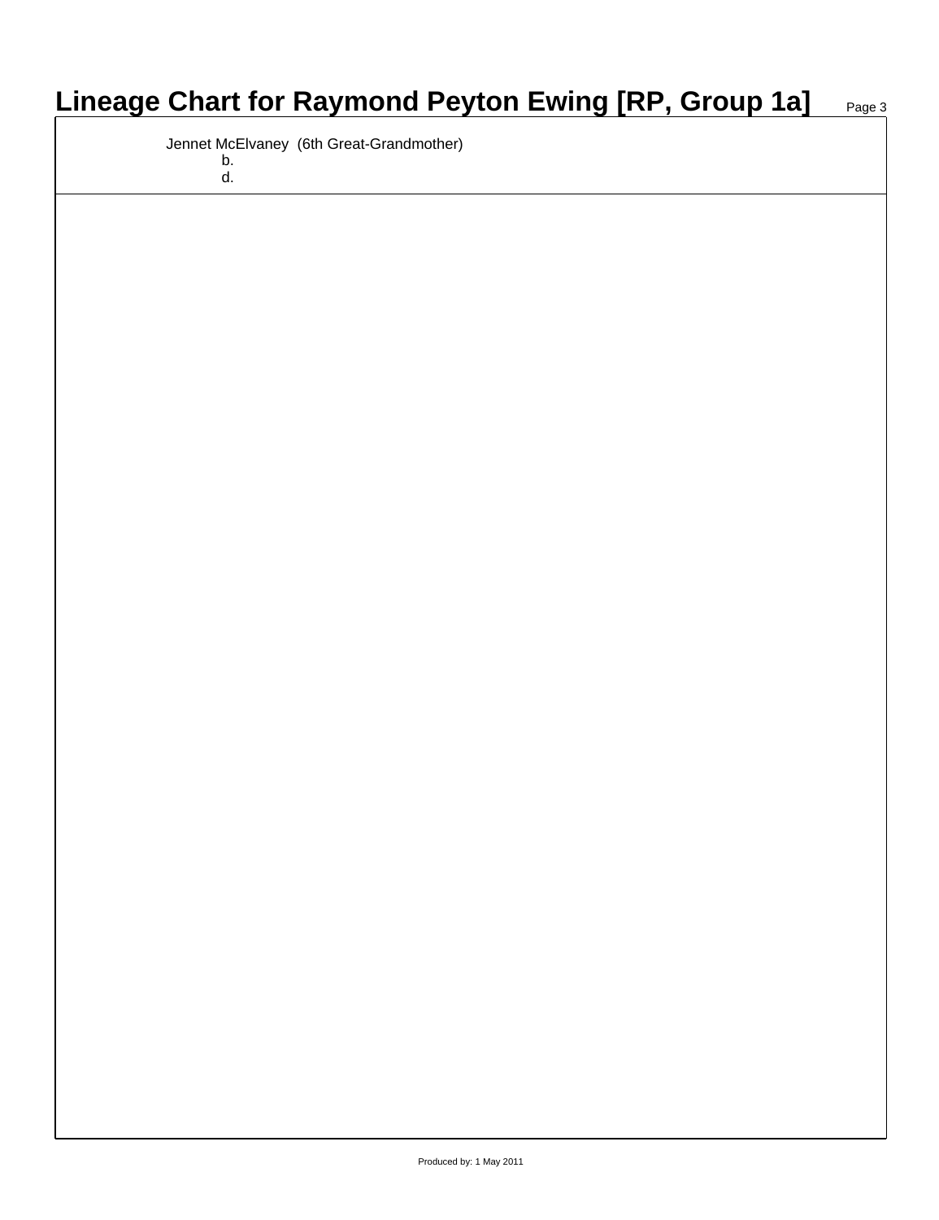# Lineage Chart for Raymond Peyton Ewing [RP, Group 1a]

Jennet McElvaney (6th Great-Grandmother)
b.
d.

Produced by: 1 May 2011